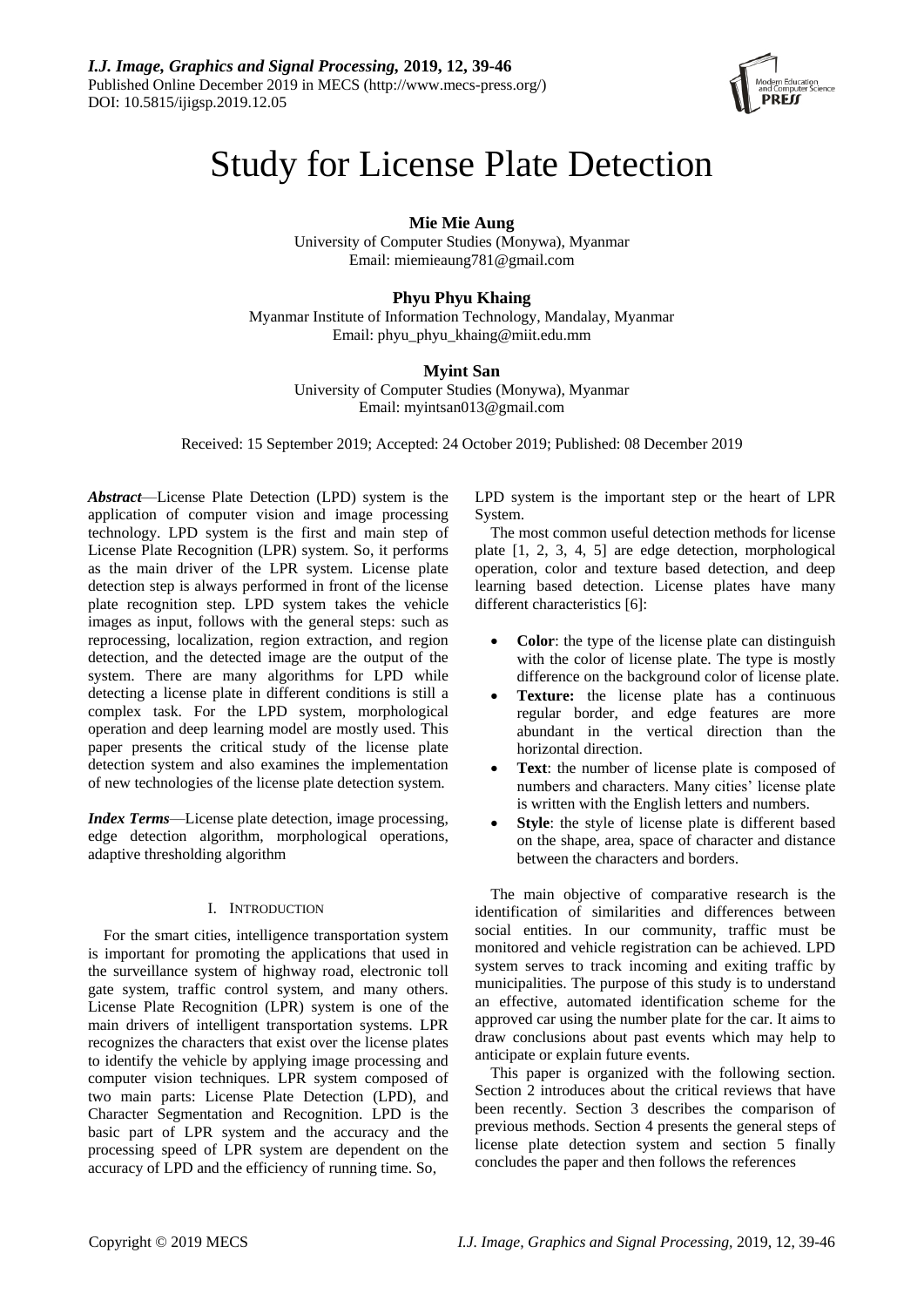# Study for License Plate Detection

**Mie Mie Aung**
University of Computer Studies (Monywa), Myanmar
Email: miemieaung781@gmail.com

**Phyu Phyu Khaing**
Myanmar Institute of Information Technology, Mandalay, Myanmar
Email: phyu_phyu_khaing@miit.edu.mm

**Myint San**
University of Computer Studies (Monywa), Myanmar
Email: myintsan013@gmail.com

Received: 15 September 2019; Accepted: 24 October 2019; Published: 08 December 2019

***Abstract***—License Plate Detection (LPD) system is the application of computer vision and image processing technology. LPD system is the first and main step of License Plate Recognition (LPR) system. So, it performs as the main driver of the LPR system. License plate detection step is always performed in front of the license plate recognition step. LPD system takes the vehicle images as input, follows with the general steps: such as reprocessing, localization, region extraction, and region detection, and the detected image are the output of the system. There are many algorithms for LPD while detecting a license plate in different conditions is still a complex task. For the LPD system, morphological operation and deep learning model are mostly used. This paper presents the critical study of the license plate detection system and also examines the implementation of new technologies of the license plate detection system.

***Index Terms***—License plate detection, image processing, edge detection algorithm, morphological operations, adaptive thresholding algorithm

## I. Introduction

For the smart cities, intelligence transportation system is important for promoting the applications that used in the surveillance system of highway road, electronic toll gate system, traffic control system, and many others. License Plate Recognition (LPR) system is one of the main drivers of intelligent transportation systems. LPR recognizes the characters that exist over the license plates to identify the vehicle by applying image processing and computer vision techniques. LPR system composed of two main parts: License Plate Detection (LPD), and Character Segmentation and Recognition. LPD is the basic part of LPR system and the accuracy and the processing speed of LPR system are dependent on the accuracy of LPD and the efficiency of running time. So, LPD system is the important step or the heart of LPR System.

The most common useful detection methods for license plate [1, 2, 3, 4, 5] are edge detection, morphological operation, color and texture based detection, and deep learning based detection. License plates have many different characteristics [6]:

- **Color**: the type of the license plate can distinguish with the color of license plate. The type is mostly difference on the background color of license plate.
- **Texture:** the license plate has a continuous regular border, and edge features are more abundant in the vertical direction than the horizontal direction.
- **Text**: the number of license plate is composed of numbers and characters. Many cities' license plate is written with the English letters and numbers.
- **Style**: the style of license plate is different based on the shape, area, space of character and distance between the characters and borders.

The main objective of comparative research is the identification of similarities and differences between social entities. In our community, traffic must be monitored and vehicle registration can be achieved. LPD system serves to track incoming and exiting traffic by municipalities. The purpose of this study is to understand an effective, automated identification scheme for the approved car using the number plate for the car. It aims to draw conclusions about past events which may help to anticipate or explain future events.

This paper is organized with the following section. Section 2 introduces about the critical reviews that have been recently. Section 3 describes the comparison of previous methods. Section 4 presents the general steps of license plate detection system and section 5 finally concludes the paper and then follows the references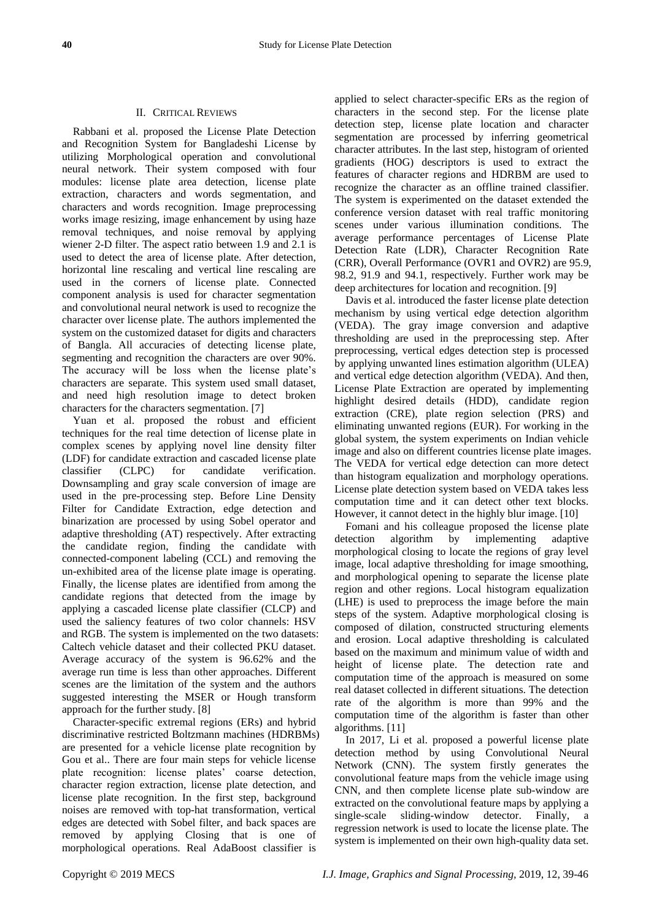## II. Critical Reviews

Rabbani et al. proposed the License Plate Detection and Recognition System for Bangladeshi License by utilizing Morphological operation and convolutional neural network. Their system composed with four modules: license plate area detection, license plate extraction, characters and words segmentation, and characters and words recognition. Image preprocessing works image resizing, image enhancement by using haze removal techniques, and noise removal by applying wiener 2-D filter. The aspect ratio between 1.9 and 2.1 is used to detect the area of license plate. After detection, horizontal line rescaling and vertical line rescaling are used in the corners of license plate. Connected component analysis is used for character segmentation and convolutional neural network is used to recognize the character over license plate. The authors implemented the system on the customized dataset for digits and characters of Bangla. All accuracies of detecting license plate, segmenting and recognition the characters are over 90%. The accuracy will be loss when the license plate's characters are separate. This system used small dataset, and need high resolution image to detect broken characters for the characters segmentation. [7]

Yuan et al. proposed the robust and efficient techniques for the real time detection of license plate in complex scenes by applying novel line density filter (LDF) for candidate extraction and cascaded license plate classifier (CLPC) for candidate verification. Downsampling and gray scale conversion of image are used in the pre-processing step. Before Line Density Filter for Candidate Extraction, edge detection and binarization are processed by using Sobel operator and adaptive thresholding (AT) respectively. After extracting the candidate region, finding the candidate with connected-component labeling (CCL) and removing the un-exhibited area of the license plate image is operating. Finally, the license plates are identified from among the candidate regions that detected from the image by applying a cascaded license plate classifier (CLCP) and used the saliency features of two color channels: HSV and RGB. The system is implemented on the two datasets: Caltech vehicle dataset and their collected PKU dataset. Average accuracy of the system is 96.62% and the average run time is less than other approaches. Different scenes are the limitation of the system and the authors suggested interesting the MSER or Hough transform approach for the further study. [8]

Character-specific extremal regions (ERs) and hybrid discriminative restricted Boltzmann machines (HDRBMs) are presented for a vehicle license plate recognition by Gou et al.. There are four main steps for vehicle license plate recognition: license plates' coarse detection, character region extraction, license plate detection, and license plate recognition. In the first step, background noises are removed with top-hat transformation, vertical edges are detected with Sobel filter, and back spaces are removed by applying Closing that is one of morphological operations. Real AdaBoost classifier is applied to select character-specific ERs as the region of characters in the second step. For the license plate detection step, license plate location and character segmentation are processed by inferring geometrical character attributes. In the last step, histogram of oriented gradients (HOG) descriptors is used to extract the features of character regions and HDRBM are used to recognize the character as an offline trained classifier. The system is experimented on the dataset extended the conference version dataset with real traffic monitoring scenes under various illumination conditions. The average performance percentages of License Plate Detection Rate (LDR), Character Recognition Rate (CRR), Overall Performance (OVR1 and OVR2) are 95.9, 98.2, 91.9 and 94.1, respectively. Further work may be deep architectures for location and recognition. [9]

Davis et al. introduced the faster license plate detection mechanism by using vertical edge detection algorithm (VEDA). The gray image conversion and adaptive thresholding are used in the preprocessing step. After preprocessing, vertical edges detection step is processed by applying unwanted lines estimation algorithm (ULEA) and vertical edge detection algorithm (VEDA). And then, License Plate Extraction are operated by implementing highlight desired details (HDD), candidate region extraction (CRE), plate region selection (PRS) and eliminating unwanted regions (EUR). For working in the global system, the system experiments on Indian vehicle image and also on different countries license plate images. The VEDA for vertical edge detection can more detect than histogram equalization and morphology operations. License plate detection system based on VEDA takes less computation time and it can detect other text blocks. However, it cannot detect in the highly blur image. [10]

Fomani and his colleague proposed the license plate detection algorithm by implementing adaptive morphological closing to locate the regions of gray level image, local adaptive thresholding for image smoothing, and morphological opening to separate the license plate region and other regions. Local histogram equalization (LHE) is used to preprocess the image before the main steps of the system. Adaptive morphological closing is composed of dilation, constructed structuring elements and erosion. Local adaptive thresholding is calculated based on the maximum and minimum value of width and height of license plate. The detection rate and computation time of the approach is measured on some real dataset collected in different situations. The detection rate of the algorithm is more than 99% and the computation time of the algorithm is faster than other algorithms. [11]

In 2017, Li et al. proposed a powerful license plate detection method by using Convolutional Neural Network (CNN). The system firstly generates the convolutional feature maps from the vehicle image using CNN, and then complete license plate sub-window are extracted on the convolutional feature maps by applying a single-scale sliding-window detector. Finally, a regression network is used to locate the license plate. The system is implemented on their own high-quality data set.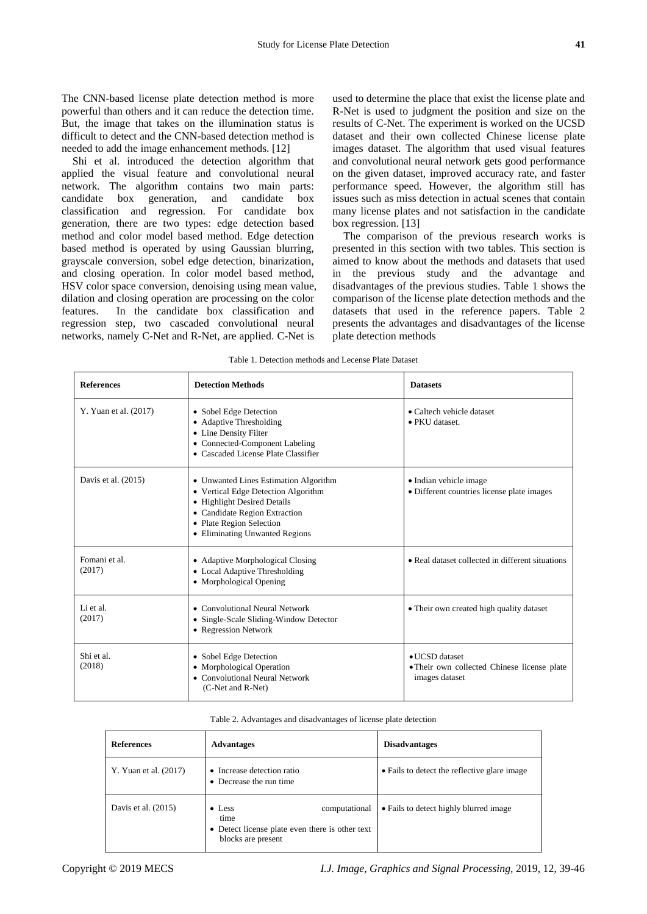The CNN-based license plate detection method is more powerful than others and it can reduce the detection time. But, the image that takes on the illumination status is difficult to detect and the CNN-based detection method is needed to add the image enhancement methods. [12]

Shi et al. introduced the detection algorithm that applied the visual feature and convolutional neural network. The algorithm contains two main parts: candidate box generation, and candidate box classification and regression. For candidate box generation, there are two types: edge detection based method and color model based method. Edge detection based method is operated by using Gaussian blurring, grayscale conversion, sobel edge detection, binarization, and closing operation. In color model based method, HSV color space conversion, denoising using mean value, dilation and closing operation are processing on the color features. In the candidate box classification and regression step, two cascaded convolutional neural networks, namely C-Net and R-Net, are applied. C-Net is used to determine the place that exist the license plate and R-Net is used to judgment the position and size on the results of C-Net. The experiment is worked on the UCSD dataset and their own collected Chinese license plate images dataset. The algorithm that used visual features and convolutional neural network gets good performance on the given dataset, improved accuracy rate, and faster performance speed. However, the algorithm still has issues such as miss detection in actual scenes that contain many license plates and not satisfaction in the candidate box regression. [13]

The comparison of the previous research works is presented in this section with two tables. This section is aimed to know about the methods and datasets that used in the previous study and the advantage and disadvantages of the previous studies. Table 1 shows the comparison of the license plate detection methods and the datasets that used in the reference papers. Table 2 presents the advantages and disadvantages of the license plate detection methods

Table 1. Detection methods and Lecense Plate Dataset

| References | Detection Methods | Datasets |
|---|---|---|
| Y. Yuan et al. (2017) | • Sobel Edge Detection<br>• Adaptive Thresholding<br>• Line Density Filter<br>• Connected-Component Labeling<br>• Cascaded License Plate Classifier | • Caltech vehicle dataset<br>• PKU dataset. |
| Davis et al. (2015) | • Unwanted Lines Estimation Algorithm<br>• Vertical Edge Detection Algorithm<br>• Highlight Desired Details<br>• Candidate Region Extraction<br>• Plate Region Selection<br>• Eliminating Unwanted Regions | • Indian vehicle image<br>• Different countries license plate images |
| Fomani et al. (2017) | • Adaptive Morphological Closing<br>• Local Adaptive Thresholding<br>• Morphological Opening | • Real dataset collected in different situations |
| Li et al. (2017) | • Convolutional Neural Network<br>• Single-Scale Sliding-Window Detector<br>• Regression Network | • Their own created high quality dataset |
| Shi et al. (2018) | • Sobel Edge Detection<br>• Morphological Operation<br>• Convolutional Neural Network (C-Net and R-Net) | • UCSD dataset<br>• Their own collected Chinese license plate images dataset |

Table 2. Advantages and disadvantages of license plate detection

| References | Advantages | Disadvantages |
|---|---|---|
| Y. Yuan et al. (2017) | • Increase detection ratio<br>• Decrease the run time | • Fails to detect the reflective glare image |
| Davis et al. (2015) | • Less computational time<br>• Detect license plate even there is other text blocks are present | • Fails to detect highly blurred image |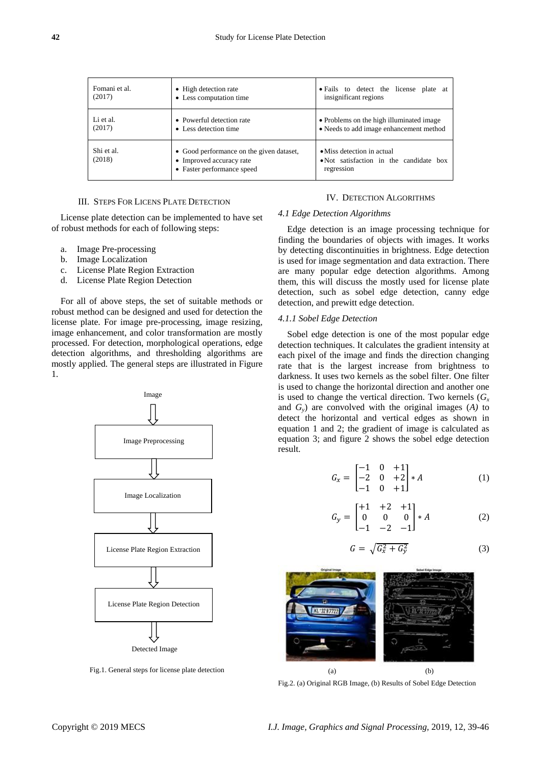| Fomani et al. (2017) | • High detection rate<br>• Less computation time | • Fails to detect the license plate at insignificant regions |
|---|---|---|
| Li et al. (2017) | • Powerful detection rate<br>• Less detection time | • Problems on the high illuminated image<br>• Needs to add image enhancement method |
| Shi et al. (2018) | • Good performance on the given dataset,<br>• Improved accuracy rate<br>• Faster performance speed | • Miss detection in actual<br>• Not satisfaction in the candidate box regression |

## III. Steps For Licens Plate Detection

License plate detection can be implemented to have set of robust methods for each of following steps:

a. Image Pre-processing
b. Image Localization
c. License Plate Region Extraction
d. License Plate Region Detection

For all of above steps, the set of suitable methods or robust method can be designed and used for detection the license plate. For image pre-processing, image resizing, image enhancement, and color transformation are mostly processed. For detection, morphological operations, edge detection algorithms, and thresholding algorithms are mostly applied. The general steps are illustrated in Figure 1.

Image → Image Preprocessing → Image Localization → License Plate Region Extraction → License Plate Region Detection → Detected Image

Fig.1. General steps for license plate detection

## IV. Detection Algorithms

### *4.1 Edge Detection Algorithms*

Edge detection is an image processing technique for finding the boundaries of objects with images. It works by detecting discontinuities in brightness. Edge detection is used for image segmentation and data extraction. There are many popular edge detection algorithms. Among them, this will discuss the mostly used for license plate detection, such as sobel edge detection, canny edge detection, and prewitt edge detection.

#### *4.1.1 Sobel Edge Detection*

Sobel edge detection is one of the most popular edge detection techniques. It calculates the gradient intensity at each pixel of the image and finds the direction changing rate that is the largest increase from brightness to darkness. It uses two kernels as the sobel filter. One filter is used to change the horizontal direction and another one is used to change the vertical direction. Two kernels ($G_x$ and $G_y$) are convolved with the original images (*A)* to detect the horizontal and vertical edges as shown in equation 1 and 2; the gradient of image is calculated as equation 3; and figure 2 shows the sobel edge detection result.

$$G_x = \begin{bmatrix} -1 & 0 & +1 \\ -2 & 0 & +2 \\ -1 & 0 & +1 \end{bmatrix} * A \tag{1}$$

$$G_y = \begin{bmatrix} +1 & +2 & +1 \\ 0 & 0 & 0 \\ -1 & -2 & -1 \end{bmatrix} * A \tag{2}$$

$$G = \sqrt{G_x^2 + G_y^2} \tag{3}$$

(a) (b)

Fig.2. (a) Original RGB Image, (b) Results of Sobel Edge Detection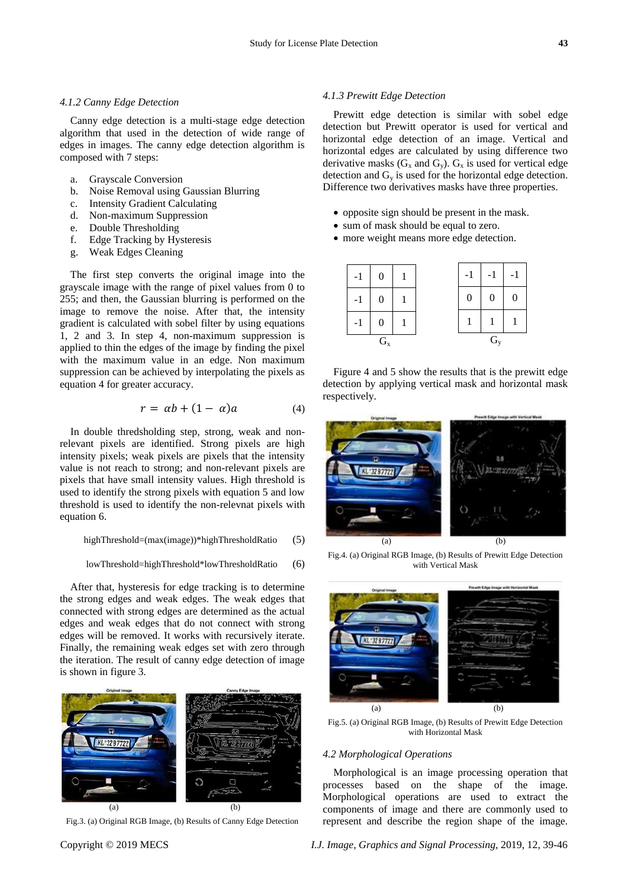#### 4.1.2 Canny Edge Detection

Canny edge detection is a multi-stage edge detection algorithm that used in the detection of wide range of edges in images. The canny edge detection algorithm is composed with 7 steps:

a. Grayscale Conversion
b. Noise Removal using Gaussian Blurring
c. Intensity Gradient Calculating
d. Non-maximum Suppression
e. Double Thresholding
f. Edge Tracking by Hysteresis
g. Weak Edges Cleaning

The first step converts the original image into the grayscale image with the range of pixel values from 0 to 255; and then, the Gaussian blurring is performed on the image to remove the noise. After that, the intensity gradient is calculated with sobel filter by using equations 1, 2 and 3. In step 4, non-maximum suppression is applied to thin the edges of the image by finding the pixel with the maximum value in an edge. Non maximum suppression can be achieved by interpolating the pixels as equation 4 for greater accuracy.

$$r = \alpha b + (1 - \alpha) a \qquad (4)$$

In double thredsholding step, strong, weak and non-relevant pixels are identified. Strong pixels are high intensity pixels; weak pixels are pixels that the intensity value is not reach to strong; and non-relevant pixels are pixels that have small intensity values. High threshold is used to identify the strong pixels with equation 5 and low threshold is used to identify the non-relevnat pixels with equation 6.

highThreshold=(max(image))*highThresholdRatio (5)

lowThreshold=highThreshold*lowThresholdRatio (6)

After that, hysteresis for edge tracking is to determine the strong edges and weak edges. The weak edges that connected with strong edges are determined as the actual edges and weak edges that do not connect with strong edges will be removed. It works with recursively iterate. Finally, the remaining weak edges set with zero through the iteration. The result of canny edge detection of image is shown in figure 3.

(a) (b)

Fig.3. (a) Original RGB Image, (b) Results of Canny Edge Detection

#### 4.1.3 Prewitt Edge Detection

Prewitt edge detection is similar with sobel edge detection but Prewitt operator is used for vertical and horizontal edge detection of an image. Vertical and horizontal edges are calculated by using difference two derivative masks ($G_x$ and $G_y$). $G_x$ is used for vertical edge detection and $G_y$ is used for the horizontal edge detection. Difference two derivatives masks have three properties.

- opposite sign should be present in the mask.
- sum of mask should be equal to zero.
- more weight means more edge detection.

$G_x$:

| | | |
|---|---|---|
| -1 | 0 | 1 |
| -1 | 0 | 1 |
| -1 | 0 | 1 |

$G_y$:

| | | |
|---|---|---|
| -1 | -1 | -1 |
| 0 | 0 | 0 |
| 1 | 1 | 1 |

Figure 4 and 5 show the results that is the prewitt edge detection by applying vertical mask and horizontal mask respectively.

(a) (b)

Fig.4. (a) Original RGB Image, (b) Results of Prewitt Edge Detection with Vertical Mask

(a) (b)

Fig.5. (a) Original RGB Image, (b) Results of Prewitt Edge Detection with Horizontal Mask

### 4.2 Morphological Operations

Morphological is an image processing operation that processes based on the shape of the image. Morphological operations are used to extract the components of image and there are commonly used to represent and describe the region shape of the image.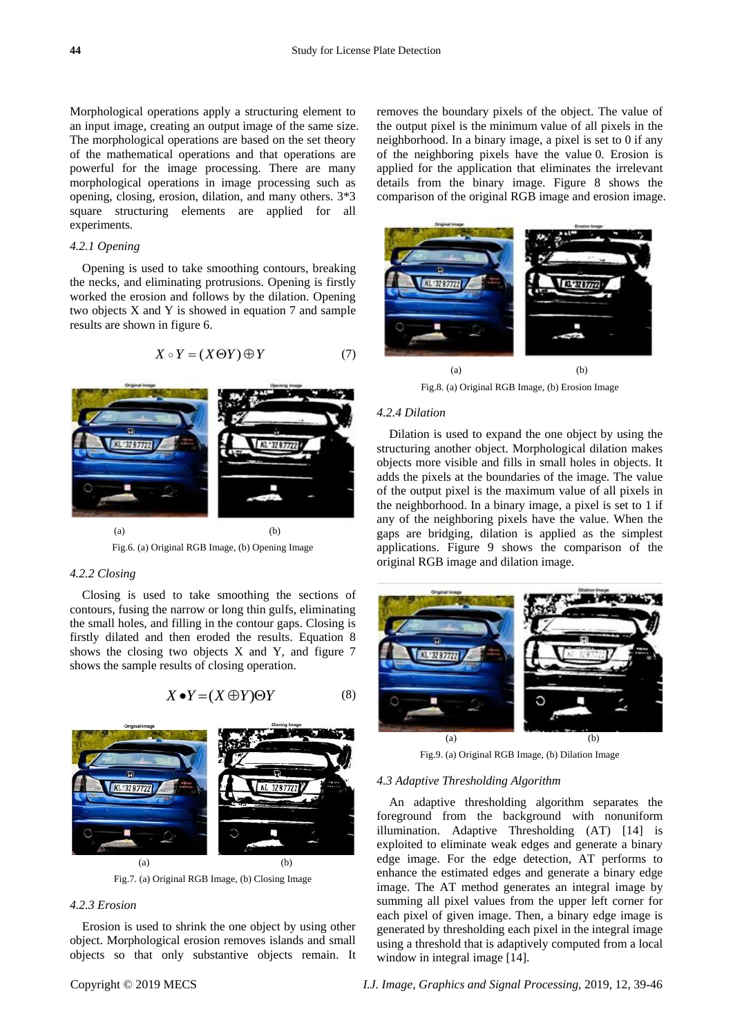Morphological operations apply a structuring element to an input image, creating an output image of the same size. The morphological operations are based on the set theory of the mathematical operations and that operations are powerful for the image processing. There are many morphological operations in image processing such as opening, closing, erosion, dilation, and many others. 3*3 square structuring elements are applied for all experiments.

#### *4.2.1 Opening*

Opening is used to take smoothing contours, breaking the necks, and eliminating protrusions. Opening is firstly worked the erosion and follows by the dilation. Opening two objects X and Y is showed in equation 7 and sample results are shown in figure 6.

$$X \circ Y = (X \Theta Y) \oplus Y \tag{7}$$

(a) (b)

Fig.6. (a) Original RGB Image, (b) Opening Image

#### *4.2.2 Closing*

Closing is used to take smoothing the sections of contours, fusing the narrow or long thin gulfs, eliminating the small holes, and filling in the contour gaps. Closing is firstly dilated and then eroded the results. Equation 8 shows the closing two objects X and Y, and figure 7 shows the sample results of closing operation.

$$X \bullet Y = (X \oplus Y) \Theta Y \tag{8}$$

(a) (b)

Fig.7. (a) Original RGB Image, (b) Closing Image

#### *4.2.3 Erosion*

Erosion is used to shrink the one object by using other object. Morphological erosion removes islands and small objects so that only substantive objects remain. It removes the boundary pixels of the object. The value of the output pixel is the minimum value of all pixels in the neighborhood. In a binary image, a pixel is set to 0 if any of the neighboring pixels have the value 0. Erosion is applied for the application that eliminates the irrelevant details from the binary image. Figure 8 shows the comparison of the original RGB image and erosion image.

(a) (b)

Fig.8. (a) Original RGB Image, (b) Erosion Image

#### *4.2.4 Dilation*

Dilation is used to expand the one object by using the structuring another object. Morphological dilation makes objects more visible and fills in small holes in objects. It adds the pixels at the boundaries of the image. The value of the output pixel is the maximum value of all pixels in the neighborhood. In a binary image, a pixel is set to 1 if any of the neighboring pixels have the value. When the gaps are bridging, dilation is applied as the simplest applications. Figure 9 shows the comparison of the original RGB image and dilation image.

(a) (b)

Fig.9. (a) Original RGB Image, (b) Dilation Image

### *4.3 Adaptive Thresholding Algorithm*

An adaptive thresholding algorithm separates the foreground from the background with nonuniform illumination. Adaptive Thresholding (AT) [14] is exploited to eliminate weak edges and generate a binary edge image. For the edge detection, AT performs to enhance the estimated edges and generate a binary edge image. The AT method generates an integral image by summing all pixel values from the upper left corner for each pixel of given image. Then, a binary edge image is generated by thresholding each pixel in the integral image using a threshold that is adaptively computed from a local window in integral image [14].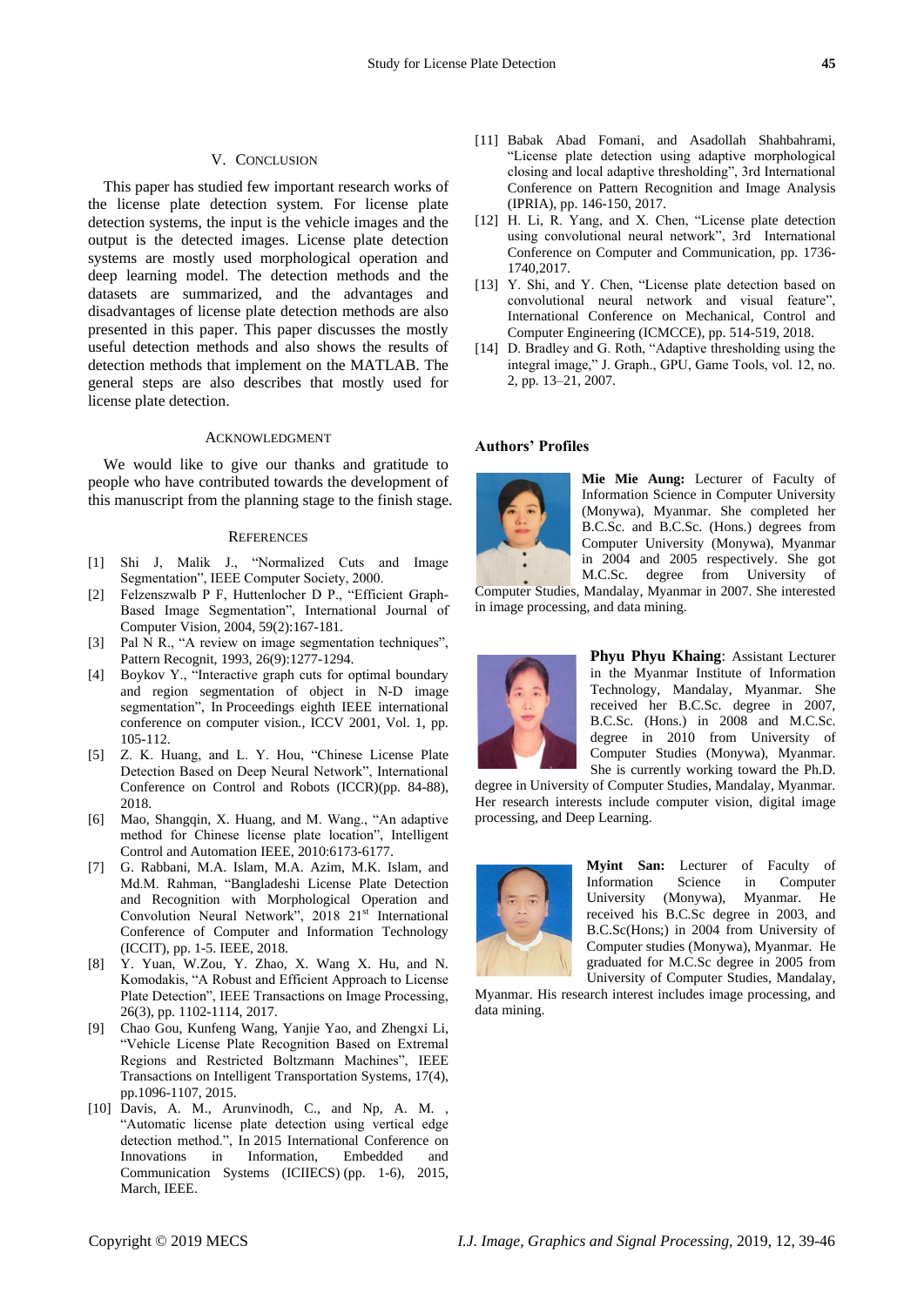## V. Conclusion

This paper has studied few important research works of the license plate detection system. For license plate detection systems, the input is the vehicle images and the output is the detected images. License plate detection systems are mostly used morphological operation and deep learning model. The detection methods and the datasets are summarized, and the advantages and disadvantages of license plate detection methods are also presented in this paper. This paper discusses the mostly useful detection methods and also shows the results of detection methods that implement on the MATLAB. The general steps are also describes that mostly used for license plate detection.

## Acknowledgment

We would like to give our thanks and gratitude to people who have contributed towards the development of this manuscript from the planning stage to the finish stage.

## References

[1] Shi J, Malik J., "Normalized Cuts and Image Segmentation", IEEE Computer Society, 2000.

[2] Felzenszwalb P F, Huttenlocher D P., "Efficient Graph-Based Image Segmentation", International Journal of Computer Vision, 2004, 59(2):167-181.

[3] Pal N R., "A review on image segmentation techniques", Pattern Recognit, 1993, 26(9):1277-1294.

[4] Boykov Y., "Interactive graph cuts for optimal boundary and region segmentation of object in N-D image segmentation", In Proceedings eighth IEEE international conference on computer vision., ICCV 2001, Vol. 1, pp. 105-112.

[5] Z. K. Huang, and L. Y. Hou, "Chinese License Plate Detection Based on Deep Neural Network", International Conference on Control and Robots (ICCR)(pp. 84-88), 2018.

[6] Mao, Shangqin, X. Huang, and M. Wang., "An adaptive method for Chinese license plate location", Intelligent Control and Automation IEEE, 2010:6173-6177.

[7] G. Rabbani, M.A. Islam, M.A. Azim, M.K. Islam, and Md.M. Rahman, "Bangladeshi License Plate Detection and Recognition with Morphological Operation and Convolution Neural Network", 2018 21st International Conference of Computer and Information Technology (ICCIT), pp. 1-5. IEEE, 2018.

[8] Y. Yuan, W.Zou, Y. Zhao, X. Wang X. Hu, and N. Komodakis, "A Robust and Efficient Approach to License Plate Detection", IEEE Transactions on Image Processing, 26(3), pp. 1102-1114, 2017.

[9] Chao Gou, Kunfeng Wang, Yanjie Yao, and Zhengxi Li, "Vehicle License Plate Recognition Based on Extremal Regions and Restricted Boltzmann Machines", IEEE Transactions on Intelligent Transportation Systems, 17(4), pp.1096-1107, 2015.

[10] Davis, A. M., Arunvinodh, C., and Np, A. M. , "Automatic license plate detection using vertical edge detection method.", In 2015 International Conference on Innovations in Information, Embedded and Communication Systems (ICIIECS) (pp. 1-6), 2015, March, IEEE.

[11] Babak Abad Fomani, and Asadollah Shahbahrami, "License plate detection using adaptive morphological closing and local adaptive thresholding", 3rd International Conference on Pattern Recognition and Image Analysis (IPRIA), pp. 146-150, 2017.

[12] H. Li, R. Yang, and X. Chen, "License plate detection using convolutional neural network", 3rd International Conference on Computer and Communication, pp. 1736-1740,2017.

[13] Y. Shi, and Y. Chen, "License plate detection based on convolutional neural network and visual feature", International Conference on Mechanical, Control and Computer Engineering (ICMCCE), pp. 514-519, 2018.

[14] D. Bradley and G. Roth, "Adaptive thresholding using the integral image," J. Graph., GPU, Game Tools, vol. 12, no. 2, pp. 13–21, 2007.

## Authors' Profiles

**Mie Mie Aung:** Lecturer of Faculty of Information Science in Computer University (Monywa), Myanmar. She completed her B.C.Sc. and B.C.Sc. (Hons.) degrees from Computer University (Monywa), Myanmar in 2004 and 2005 respectively. She got M.C.Sc. degree from University of Computer Studies, Mandalay, Myanmar in 2007. She interested in image processing, and data mining.

**Phyu Phyu Khaing**: Assistant Lecturer in the Myanmar Institute of Information Technology, Mandalay, Myanmar. She received her B.C.Sc. degree in 2007, B.C.Sc. (Hons.) in 2008 and M.C.Sc. degree in 2010 from University of Computer Studies (Monywa), Myanmar. She is currently working toward the Ph.D. degree in University of Computer Studies, Mandalay, Myanmar. Her research interests include computer vision, digital image processing, and Deep Learning.

**Myint San:** Lecturer of Faculty of Information Science in Computer University (Monywa), Myanmar. He received his B.C.Sc degree in 2003, and B.C.Sc(Hons;) in 2004 from University of Computer studies (Monywa), Myanmar. He graduated for M.C.Sc degree in 2005 from University of Computer Studies, Mandalay, Myanmar. His research interest includes image processing, and data mining.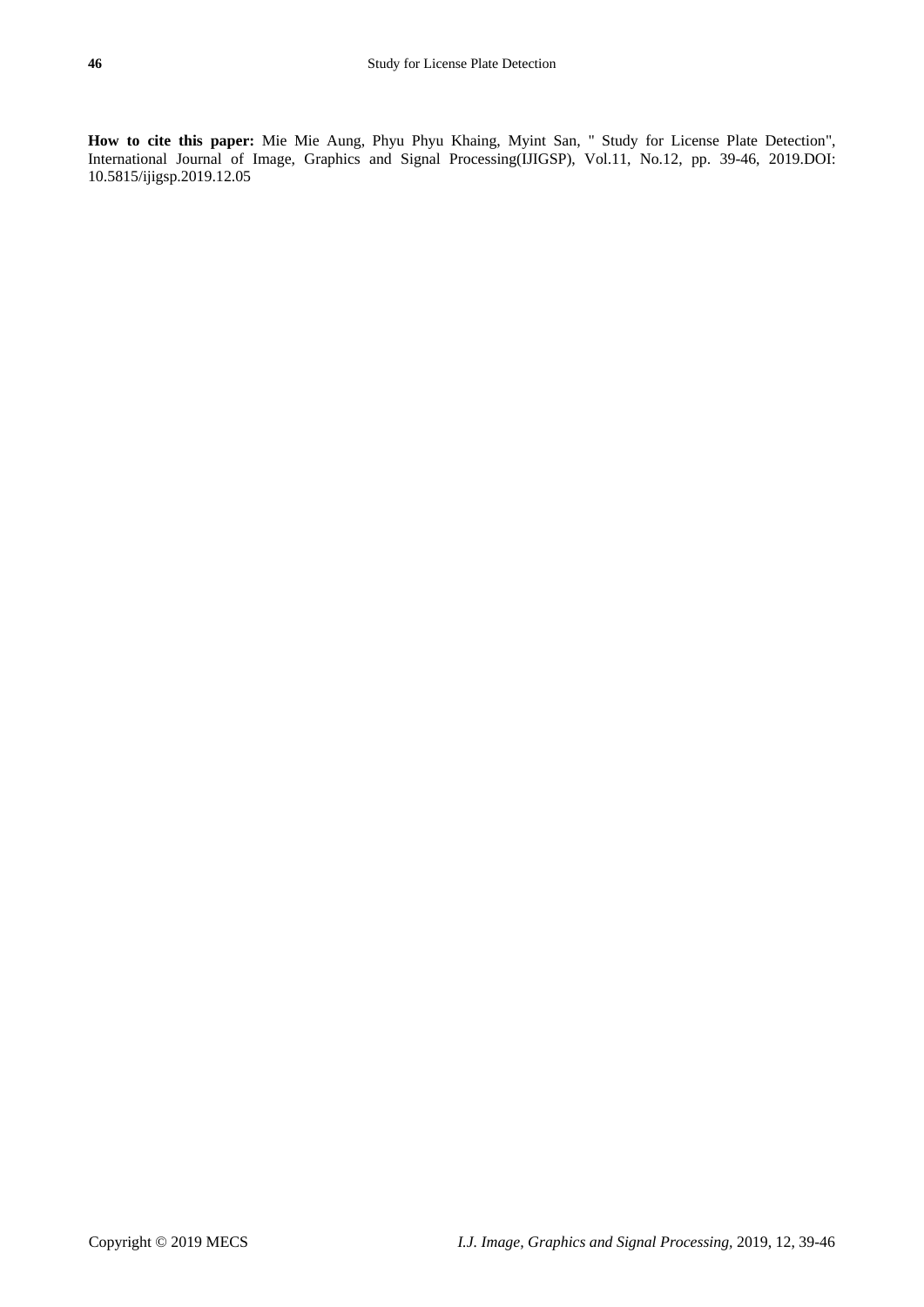**How to cite this paper:** Mie Mie Aung, Phyu Phyu Khaing, Myint San, " Study for License Plate Detection", International Journal of Image, Graphics and Signal Processing(IJIGSP), Vol.11, No.12, pp. 39-46, 2019.DOI: 10.5815/ijigsp.2019.12.05